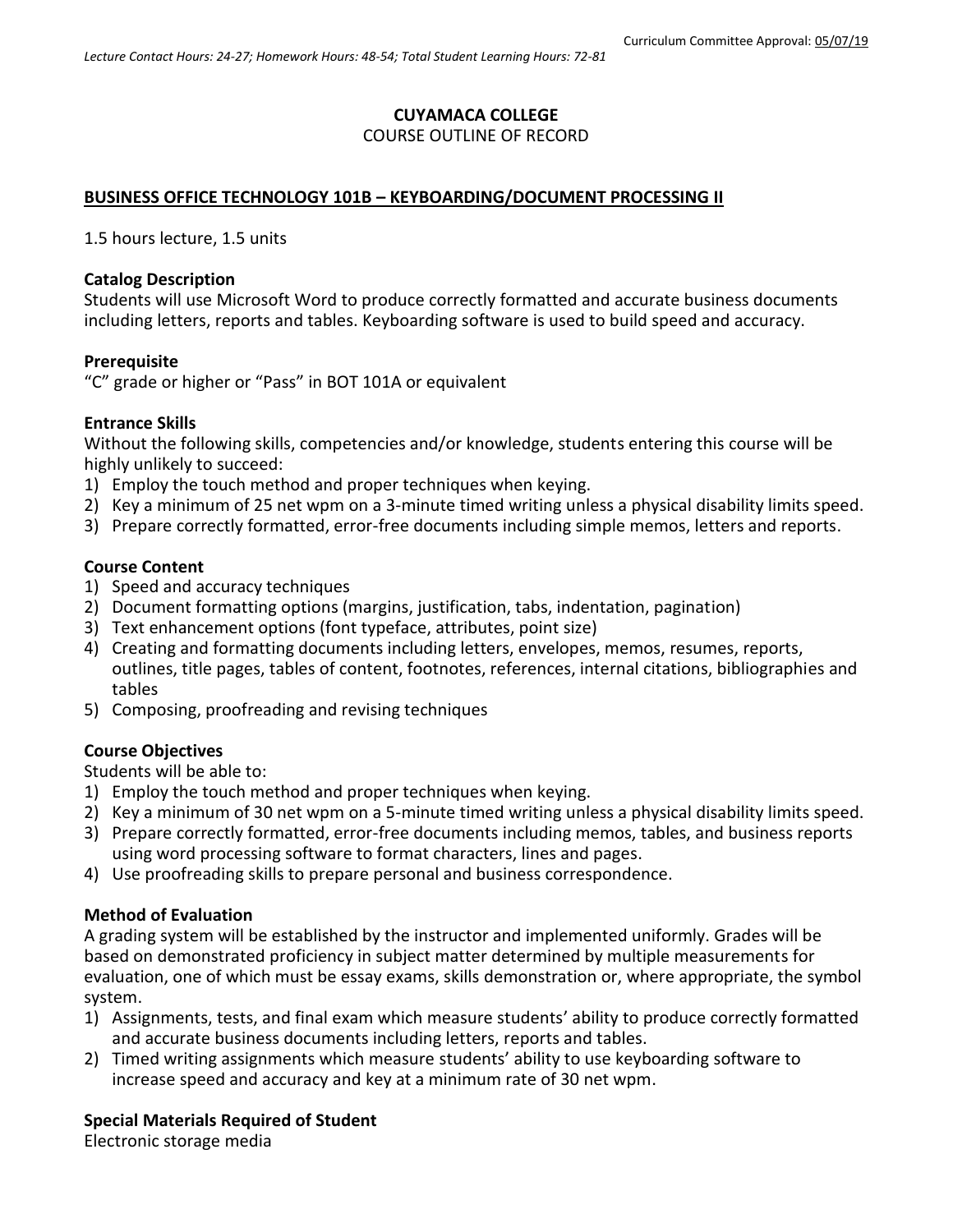Curriculum Committee Approval: 05/07/19

*Lecture Contact Hours: 24-27; Homework Hours: 48-54; Total Student Learning Hours: 72-81*

**CUYAMACA COLLEGE**

COURSE OUTLINE OF RECORD

**BUSINESS OFFICE TECHNOLOGY 101B – KEYBOARDING/DOCUMENT PROCESSING II**

1.5 hours lecture, 1.5 units

**Catalog Description**

Students will use Microsoft Word to produce correctly formatted and accurate business documents including letters, reports and tables. Keyboarding software is used to build speed and accuracy.

**Prerequisite**

"C" grade or higher or "Pass" in BOT 101A or equivalent

**Entrance Skills**

Without the following skills, competencies and/or knowledge, students entering this course will be highly unlikely to succeed:

1) Employ the touch method and proper techniques when keying.
2) Key a minimum of 25 net wpm on a 3-minute timed writing unless a physical disability limits speed.
3) Prepare correctly formatted, error-free documents including simple memos, letters and reports.

**Course Content**

1) Speed and accuracy techniques
2) Document formatting options (margins, justification, tabs, indentation, pagination)
3) Text enhancement options (font typeface, attributes, point size)
4) Creating and formatting documents including letters, envelopes, memos, resumes, reports, outlines, title pages, tables of content, footnotes, references, internal citations, bibliographies and tables
5) Composing, proofreading and revising techniques

**Course Objectives**

Students will be able to:

1) Employ the touch method and proper techniques when keying.
2) Key a minimum of 30 net wpm on a 5-minute timed writing unless a physical disability limits speed.
3) Prepare correctly formatted, error-free documents including memos, tables, and business reports using word processing software to format characters, lines and pages.
4) Use proofreading skills to prepare personal and business correspondence.

**Method of Evaluation**

A grading system will be established by the instructor and implemented uniformly. Grades will be based on demonstrated proficiency in subject matter determined by multiple measurements for evaluation, one of which must be essay exams, skills demonstration or, where appropriate, the symbol system.

1) Assignments, tests, and final exam which measure students' ability to produce correctly formatted and accurate business documents including letters, reports and tables.
2) Timed writing assignments which measure students' ability to use keyboarding software to increase speed and accuracy and key at a minimum rate of 30 net wpm.

**Special Materials Required of Student**

Electronic storage media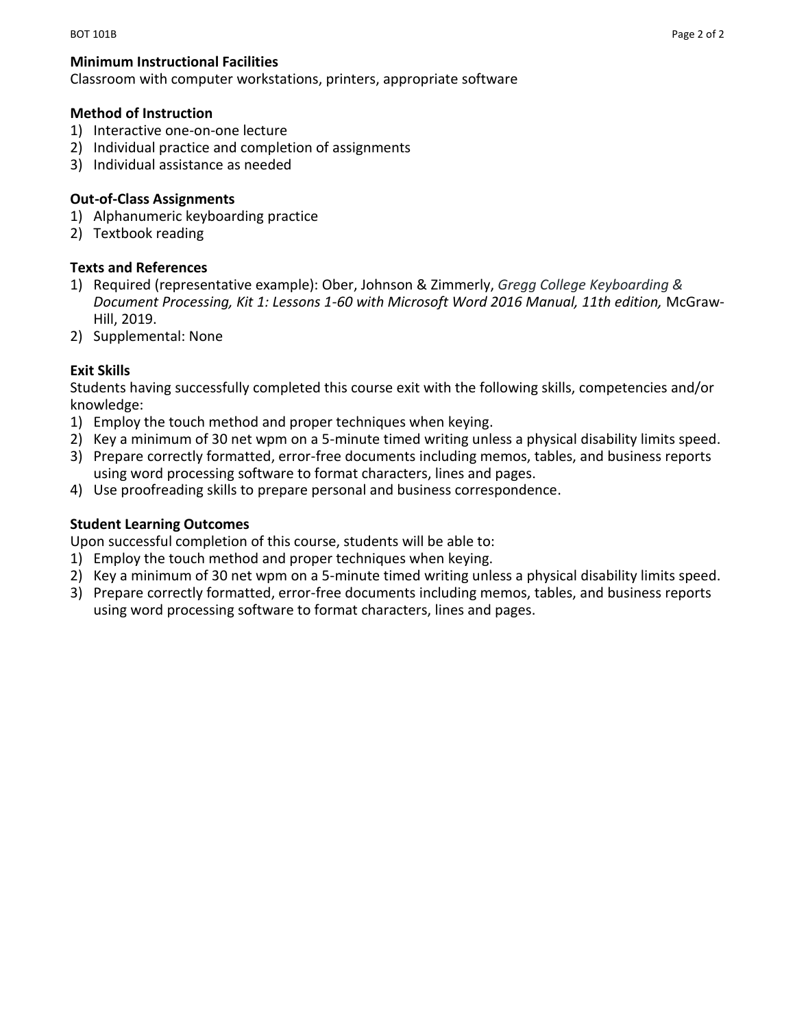**Minimum Instructional Facilities**

Classroom with computer workstations, printers, appropriate software

**Method of Instruction**

1) Interactive one-on-one lecture
2) Individual practice and completion of assignments
3) Individual assistance as needed

**Out-of-Class Assignments**

1) Alphanumeric keyboarding practice
2) Textbook reading

**Texts and References**

1) Required (representative example): Ober, Johnson & Zimmerly, *Gregg College Keyboarding & Document Processing, Kit 1: Lessons 1-60 with Microsoft Word 2016 Manual, 11th edition,* McGraw-Hill, 2019.
2) Supplemental: None

**Exit Skills**

Students having successfully completed this course exit with the following skills, competencies and/or knowledge:

1) Employ the touch method and proper techniques when keying.
2) Key a minimum of 30 net wpm on a 5-minute timed writing unless a physical disability limits speed.
3) Prepare correctly formatted, error-free documents including memos, tables, and business reports using word processing software to format characters, lines and pages.
4) Use proofreading skills to prepare personal and business correspondence.

**Student Learning Outcomes**

Upon successful completion of this course, students will be able to:

1) Employ the touch method and proper techniques when keying.
2) Key a minimum of 30 net wpm on a 5-minute timed writing unless a physical disability limits speed.
3) Prepare correctly formatted, error-free documents including memos, tables, and business reports using word processing software to format characters, lines and pages.